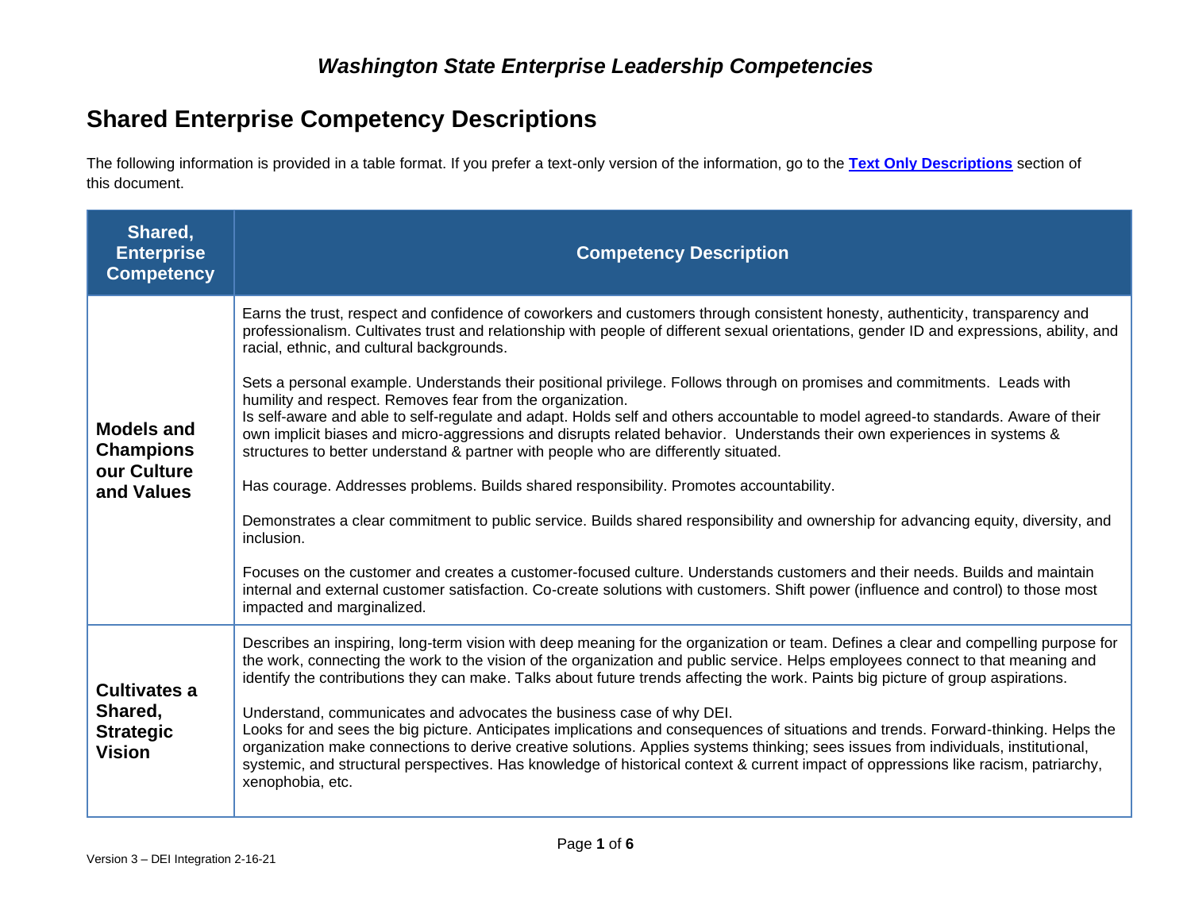# *Washington State Enterprise Leadership Competencies*

## Shared Enterprise Competency Descriptions

The following information is provided in a table format. If you prefer a text-only version of the information, go to the **[Text Only Descriptions]** section of this document.

| Shared, Enterprise Competency | Competency Description |
|---|---|
| **Models and Champions our Culture and Values** | Earns the trust, respect and confidence of coworkers and customers through consistent honesty, authenticity, transparency and professionalism. Cultivates trust and relationship with people of different sexual orientations, gender ID and expressions, ability, and racial, ethnic, and cultural backgrounds.<br><br>Sets a personal example. Understands their positional privilege. Follows through on promises and commitments. Leads with humility and respect. Removes fear from the organization.<br>Is self-aware and able to self-regulate and adapt. Holds self and others accountable to model agreed-to standards. Aware of their own implicit biases and micro-aggressions and disrupts related behavior. Understands their own experiences in systems & structures to better understand & partner with people who are differently situated.<br><br>Has courage. Addresses problems. Builds shared responsibility. Promotes accountability.<br><br>Demonstrates a clear commitment to public service. Builds shared responsibility and ownership for advancing equity, diversity, and inclusion.<br><br>Focuses on the customer and creates a customer-focused culture. Understands customers and their needs. Builds and maintain internal and external customer satisfaction. Co-create solutions with customers. Shift power (influence and control) to those most impacted and marginalized. |
| **Cultivates a Shared, Strategic Vision** | Describes an inspiring, long-term vision with deep meaning for the organization or team. Defines a clear and compelling purpose for the work, connecting the work to the vision of the organization and public service. Helps employees connect to that meaning and identify the contributions they can make. Talks about future trends affecting the work. Paints big picture of group aspirations.<br><br>Understand, communicates and advocates the business case of why DEI.<br>Looks for and sees the big picture. Anticipates implications and consequences of situations and trends. Forward-thinking. Helps the organization make connections to derive creative solutions. Applies systems thinking; sees issues from individuals, institutional, systemic, and structural perspectives. Has knowledge of historical context & current impact of oppressions like racism, patriarchy, xenophobia, etc. |

Version 3 – DEI Integration 2-16-21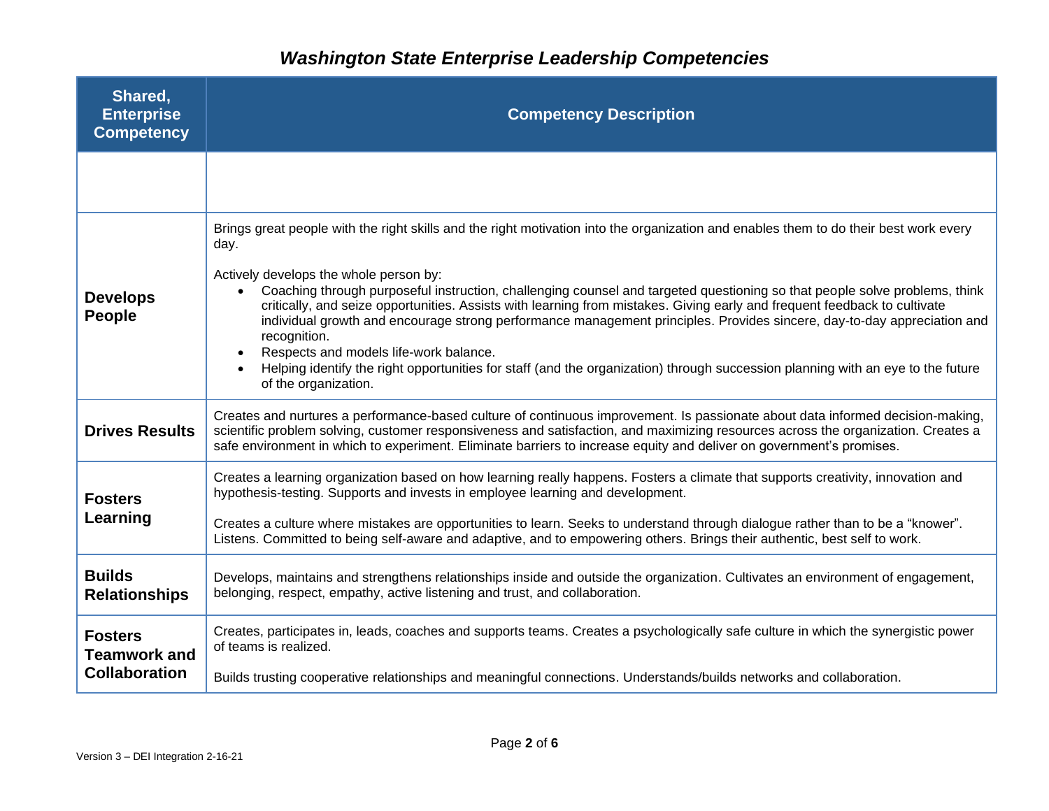## *Washington State Enterprise Leadership Competencies*

| Shared, Enterprise Competency | Competency Description |
|---|---|
| | |
| **Develops People** | Brings great people with the right skills and the right motivation into the organization and enables them to do their best work every day.<br><br>Actively develops the whole person by:<br>• Coaching through purposeful instruction, challenging counsel and targeted questioning so that people solve problems, think critically, and seize opportunities. Assists with learning from mistakes. Giving early and frequent feedback to cultivate individual growth and encourage strong performance management principles. Provides sincere, day-to-day appreciation and recognition.<br>• Respects and models life-work balance.<br>• Helping identify the right opportunities for staff (and the organization) through succession planning with an eye to the future of the organization. |
| **Drives Results** | Creates and nurtures a performance-based culture of continuous improvement. Is passionate about data informed decision-making, scientific problem solving, customer responsiveness and satisfaction, and maximizing resources across the organization. Creates a safe environment in which to experiment. Eliminate barriers to increase equity and deliver on government's promises. |
| **Fosters Learning** | Creates a learning organization based on how learning really happens. Fosters a climate that supports creativity, innovation and hypothesis-testing. Supports and invests in employee learning and development.<br><br>Creates a culture where mistakes are opportunities to learn. Seeks to understand through dialogue rather than to be a "knower". Listens. Committed to being self-aware and adaptive, and to empowering others. Brings their authentic, best self to work. |
| **Builds Relationships** | Develops, maintains and strengthens relationships inside and outside the organization. Cultivates an environment of engagement, belonging, respect, empathy, active listening and trust, and collaboration. |
| **Fosters Teamwork and Collaboration** | Creates, participates in, leads, coaches and supports teams. Creates a psychologically safe culture in which the synergistic power of teams is realized.<br><br>Builds trusting cooperative relationships and meaningful connections. Understands/builds networks and collaboration. |

Version 3 – DEI Integration 2-16-21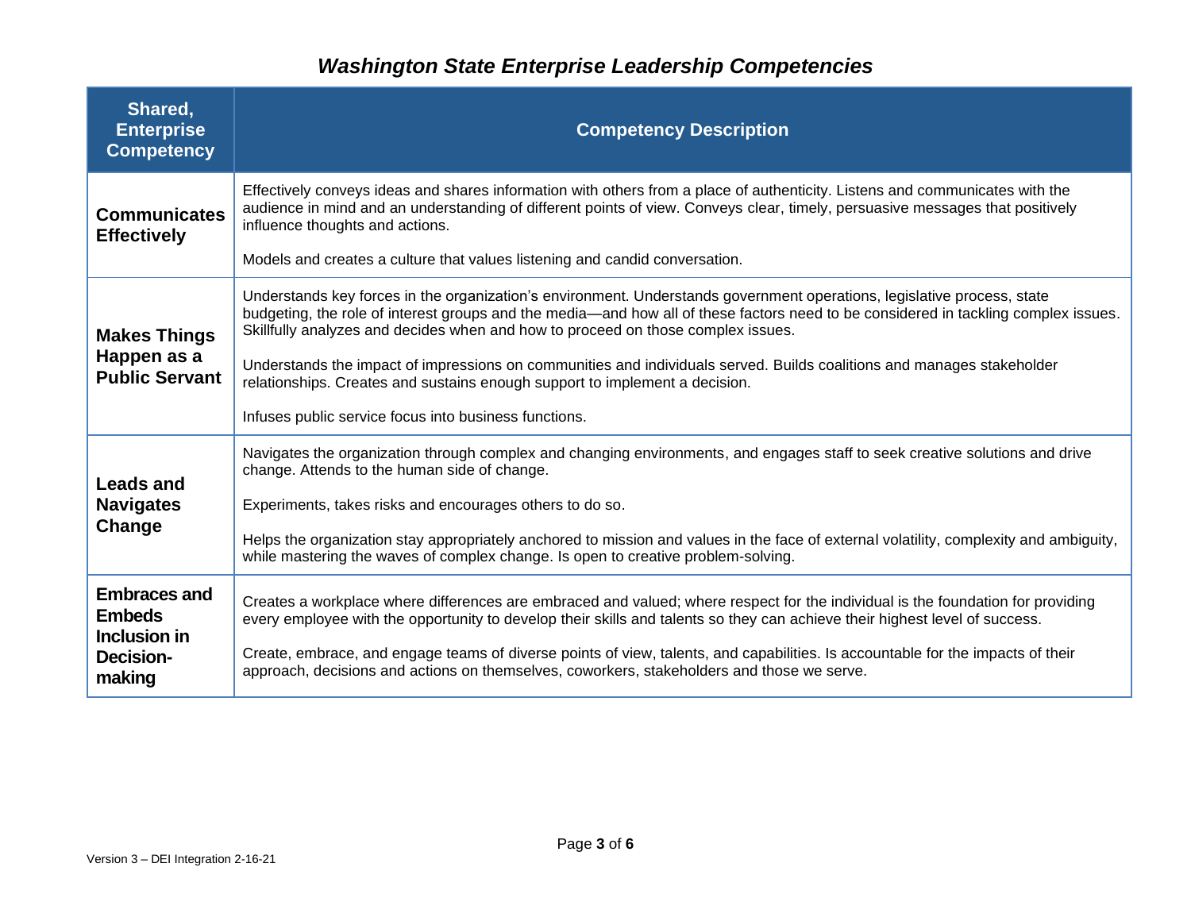# *Washington State Enterprise Leadership Competencies*

| Shared, Enterprise Competency | Competency Description |
|---|---|
| **Communicates Effectively** | Effectively conveys ideas and shares information with others from a place of authenticity. Listens and communicates with the audience in mind and an understanding of different points of view. Conveys clear, timely, persuasive messages that positively influence thoughts and actions.<br><br>Models and creates a culture that values listening and candid conversation. |
| **Makes Things Happen as a Public Servant** | Understands key forces in the organization's environment. Understands government operations, legislative process, state budgeting, the role of interest groups and the media—and how all of these factors need to be considered in tackling complex issues. Skillfully analyzes and decides when and how to proceed on those complex issues.<br><br>Understands the impact of impressions on communities and individuals served. Builds coalitions and manages stakeholder relationships. Creates and sustains enough support to implement a decision.<br><br>Infuses public service focus into business functions. |
| **Leads and Navigates Change** | Navigates the organization through complex and changing environments, and engages staff to seek creative solutions and drive change. Attends to the human side of change.<br><br>Experiments, takes risks and encourages others to do so.<br><br>Helps the organization stay appropriately anchored to mission and values in the face of external volatility, complexity and ambiguity, while mastering the waves of complex change. Is open to creative problem-solving. |
| **Embraces and Embeds Inclusion in Decision-making** | Creates a workplace where differences are embraced and valued; where respect for the individual is the foundation for providing every employee with the opportunity to develop their skills and talents so they can achieve their highest level of success.<br><br>Create, embrace, and engage teams of diverse points of view, talents, and capabilities. Is accountable for the impacts of their approach, decisions and actions on themselves, coworkers, stakeholders and those we serve. |

Version 3 – DEI Integration 2-16-21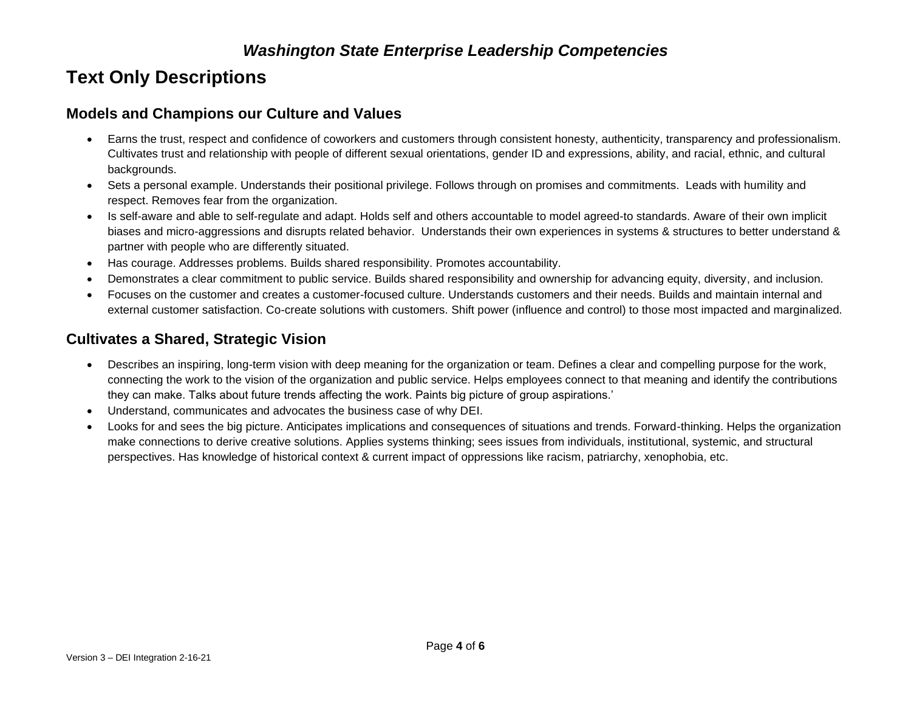# Washington State Enterprise Leadership Competencies

# Text Only Descriptions

## Models and Champions our Culture and Values

- Earns the trust, respect and confidence of coworkers and customers through consistent honesty, authenticity, transparency and professionalism. Cultivates trust and relationship with people of different sexual orientations, gender ID and expressions, ability, and racial, ethnic, and cultural backgrounds.
- Sets a personal example. Understands their positional privilege. Follows through on promises and commitments. Leads with humility and respect. Removes fear from the organization.
- Is self-aware and able to self-regulate and adapt. Holds self and others accountable to model agreed-to standards. Aware of their own implicit biases and micro-aggressions and disrupts related behavior. Understands their own experiences in systems & structures to better understand & partner with people who are differently situated.
- Has courage. Addresses problems. Builds shared responsibility. Promotes accountability.
- Demonstrates a clear commitment to public service. Builds shared responsibility and ownership for advancing equity, diversity, and inclusion.
- Focuses on the customer and creates a customer-focused culture. Understands customers and their needs. Builds and maintain internal and external customer satisfaction. Co-create solutions with customers. Shift power (influence and control) to those most impacted and marginalized.

## Cultivates a Shared, Strategic Vision

- Describes an inspiring, long-term vision with deep meaning for the organization or team. Defines a clear and compelling purpose for the work, connecting the work to the vision of the organization and public service. Helps employees connect to that meaning and identify the contributions they can make. Talks about future trends affecting the work. Paints big picture of group aspirations.'
- Understand, communicates and advocates the business case of why DEI.
- Looks for and sees the big picture. Anticipates implications and consequences of situations and trends. Forward-thinking. Helps the organization make connections to derive creative solutions. Applies systems thinking; sees issues from individuals, institutional, systemic, and structural perspectives. Has knowledge of historical context & current impact of oppressions like racism, patriarchy, xenophobia, etc.

Version 3 – DEI Integration 2-16-21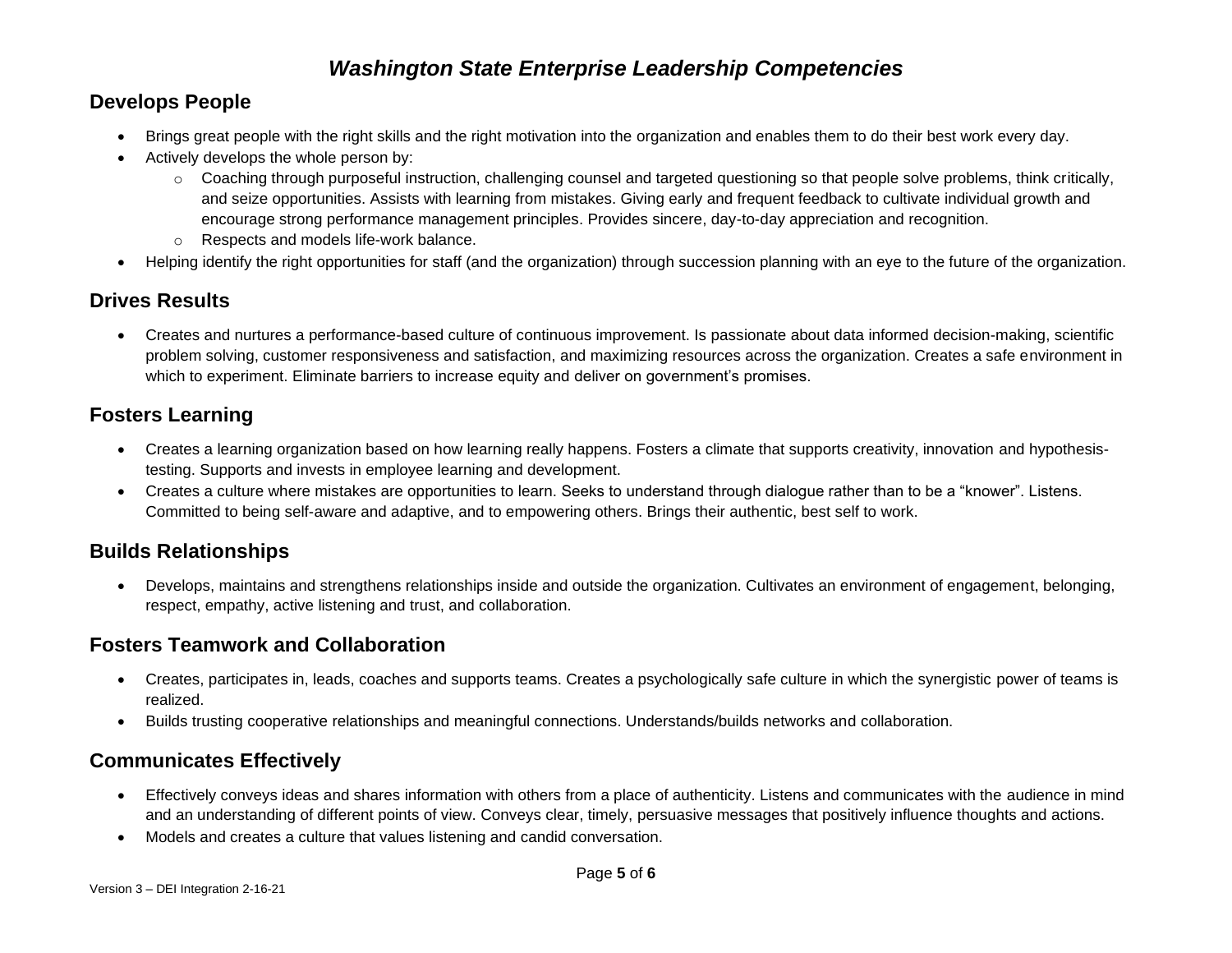# *Washington State Enterprise Leadership Competencies*

## Develops People

- Brings great people with the right skills and the right motivation into the organization and enables them to do their best work every day.
- Actively develops the whole person by:
  - Coaching through purposeful instruction, challenging counsel and targeted questioning so that people solve problems, think critically, and seize opportunities. Assists with learning from mistakes. Giving early and frequent feedback to cultivate individual growth and encourage strong performance management principles. Provides sincere, day-to-day appreciation and recognition.
  - Respects and models life-work balance.
- Helping identify the right opportunities for staff (and the organization) through succession planning with an eye to the future of the organization.

## Drives Results

- Creates and nurtures a performance-based culture of continuous improvement. Is passionate about data informed decision-making, scientific problem solving, customer responsiveness and satisfaction, and maximizing resources across the organization. Creates a safe environment in which to experiment. Eliminate barriers to increase equity and deliver on government's promises.

## Fosters Learning

- Creates a learning organization based on how learning really happens. Fosters a climate that supports creativity, innovation and hypothesis-testing. Supports and invests in employee learning and development.
- Creates a culture where mistakes are opportunities to learn. Seeks to understand through dialogue rather than to be a "knower". Listens. Committed to being self-aware and adaptive, and to empowering others. Brings their authentic, best self to work.

## Builds Relationships

- Develops, maintains and strengthens relationships inside and outside the organization. Cultivates an environment of engagement, belonging, respect, empathy, active listening and trust, and collaboration.

## Fosters Teamwork and Collaboration

- Creates, participates in, leads, coaches and supports teams. Creates a psychologically safe culture in which the synergistic power of teams is realized.
- Builds trusting cooperative relationships and meaningful connections. Understands/builds networks and collaboration.

## Communicates Effectively

- Effectively conveys ideas and shares information with others from a place of authenticity. Listens and communicates with the audience in mind and an understanding of different points of view. Conveys clear, timely, persuasive messages that positively influence thoughts and actions.
- Models and creates a culture that values listening and candid conversation.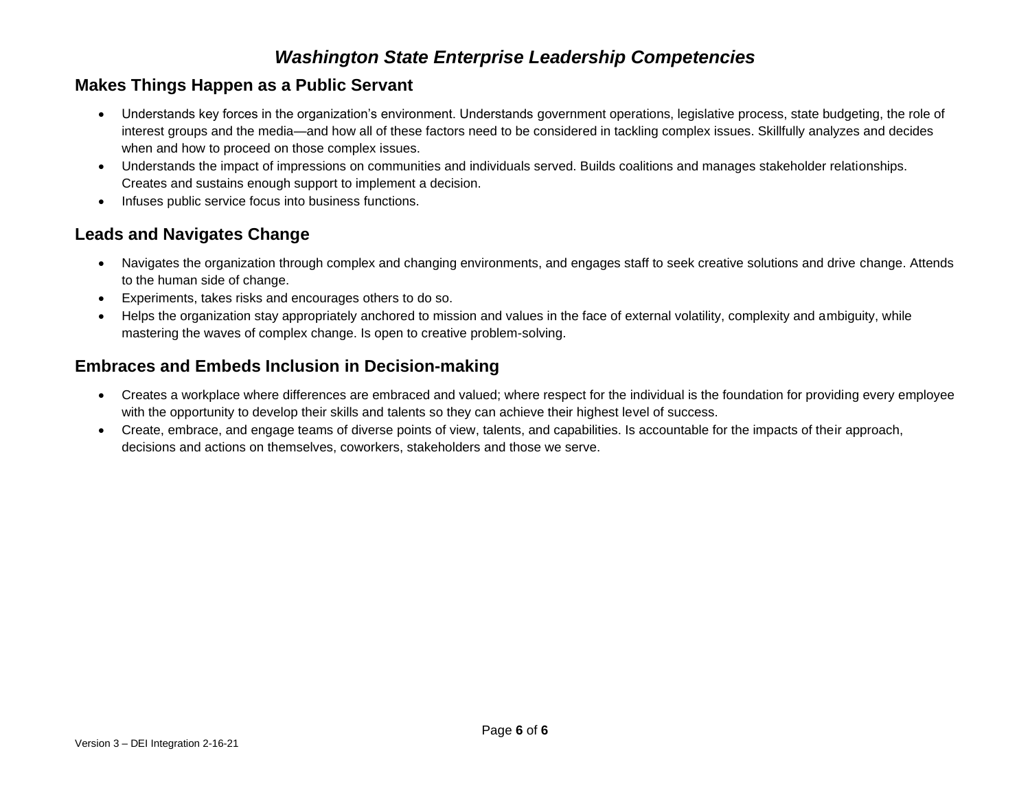## Makes Things Happen as a Public Servant

- Understands key forces in the organization's environment. Understands government operations, legislative process, state budgeting, the role of interest groups and the media—and how all of these factors need to be considered in tackling complex issues. Skillfully analyzes and decides when and how to proceed on those complex issues.
- Understands the impact of impressions on communities and individuals served. Builds coalitions and manages stakeholder relationships. Creates and sustains enough support to implement a decision.
- Infuses public service focus into business functions.

## Leads and Navigates Change

- Navigates the organization through complex and changing environments, and engages staff to seek creative solutions and drive change. Attends to the human side of change.
- Experiments, takes risks and encourages others to do so.
- Helps the organization stay appropriately anchored to mission and values in the face of external volatility, complexity and ambiguity, while mastering the waves of complex change. Is open to creative problem-solving.

## Embraces and Embeds Inclusion in Decision-making

- Creates a workplace where differences are embraced and valued; where respect for the individual is the foundation for providing every employee with the opportunity to develop their skills and talents so they can achieve their highest level of success.
- Create, embrace, and engage teams of diverse points of view, talents, and capabilities. Is accountable for the impacts of their approach, decisions and actions on themselves, coworkers, stakeholders and those we serve.